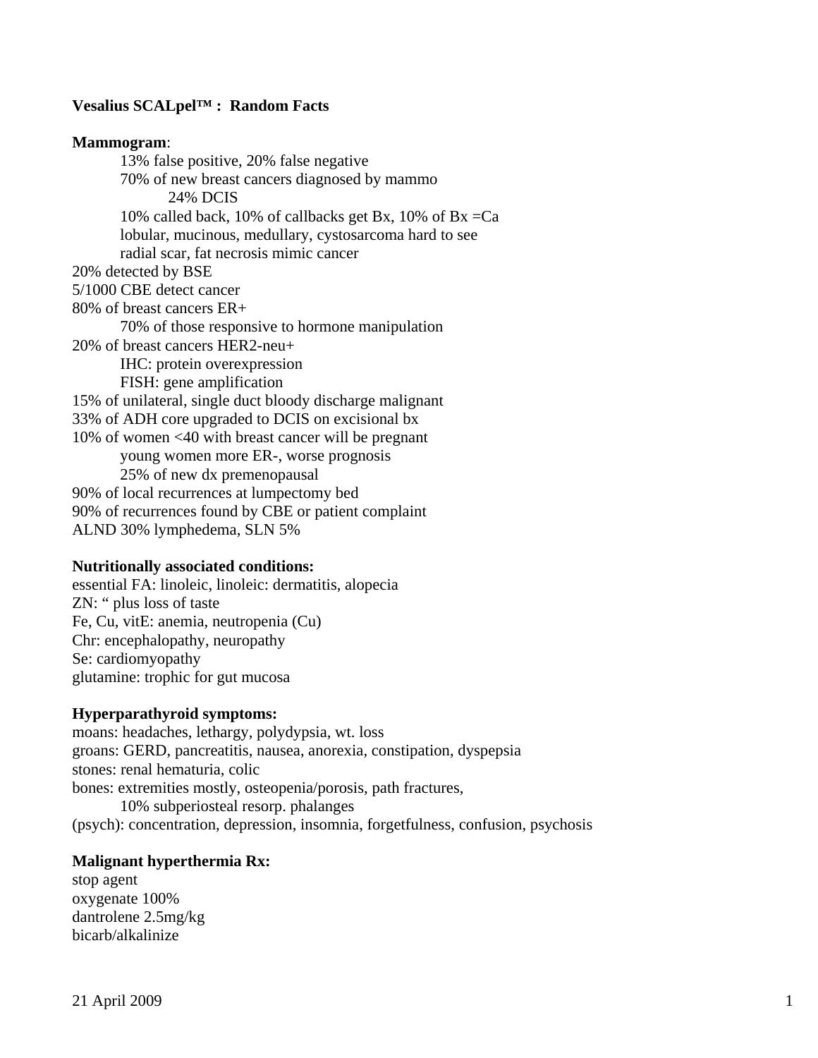**Vesalius SCALpel™ : Random Facts**

**Mammogram**:

- 13% false positive, 20% false negative
- 70% of new breast cancers diagnosed by mammo
    - 24% DCIS
- 10% called back, 10% of callbacks get Bx, 10% of Bx =Ca
- lobular, mucinous, medullary, cystosarcoma hard to see
- radial scar, fat necrosis mimic cancer

20% detected by BSE

5/1000 CBE detect cancer

80% of breast cancers ER+

- 70% of those responsive to hormone manipulation

20% of breast cancers HER2-neu+

- IHC: protein overexpression
- FISH: gene amplification

15% of unilateral, single duct bloody discharge malignant

33% of ADH core upgraded to DCIS on excisional bx

10% of women <40 with breast cancer will be pregnant

- young women more ER-, worse prognosis
- 25% of new dx premenopausal

90% of local recurrences at lumpectomy bed

90% of recurrences found by CBE or patient complaint

ALND 30% lymphedema, SLN 5%

**Nutritionally associated conditions:**

essential FA: linoleic, linoleic: dermatitis, alopecia

ZN: " plus loss of taste

Fe, Cu, vitE: anemia, neutropenia (Cu)

Chr: encephalopathy, neuropathy

Se: cardiomyopathy

glutamine: trophic for gut mucosa

**Hyperparathyroid symptoms:**

moans: headaches, lethargy, polydypsia, wt. loss

groans: GERD, pancreatitis, nausea, anorexia, constipation, dyspepsia

stones: renal hematuria, colic

bones: extremities mostly, osteopenia/porosis, path fractures,

- 10% subperiosteal resorp. phalanges

(psych): concentration, depression, insomnia, forgetfulness, confusion, psychosis

**Malignant hyperthermia Rx:**

stop agent

oxygenate 100%

dantrolene 2.5mg/kg

bicarb/alkalinize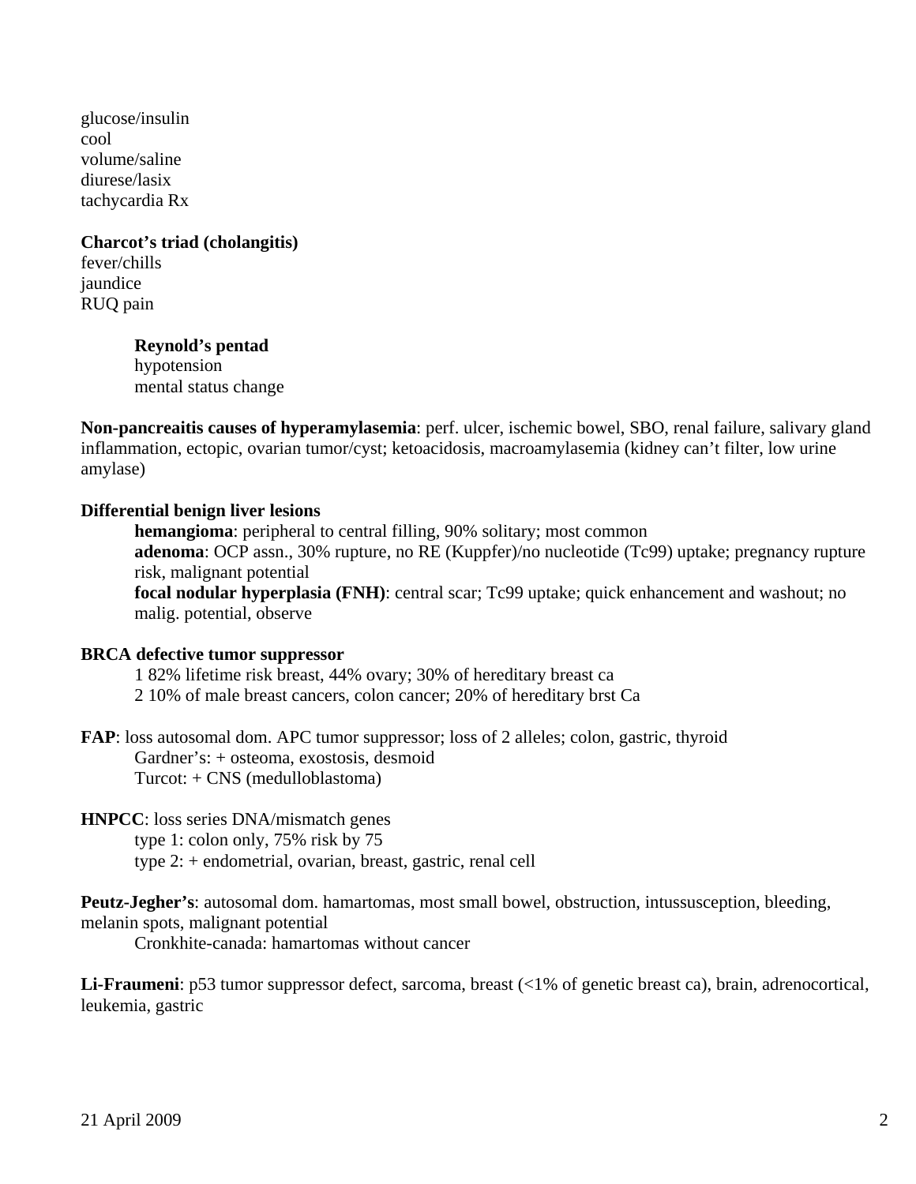glucose/insulin
cool
volume/saline
diurese/lasix
tachycardia Rx

**Charcot's triad (cholangitis)**
fever/chills
jaundice
RUQ pain

> **Reynold's pentad**
> hypotension
> mental status change

**Non-pancreaitis causes of hyperamylasemia**: perf. ulcer, ischemic bowel, SBO, renal failure, salivary gland inflammation, ectopic, ovarian tumor/cyst; ketoacidosis, macroamylasemia (kidney can't filter, low urine amylase)

**Differential benign liver lesions**

> **hemangioma**: peripheral to central filling, 90% solitary; most common
> **adenoma**: OCP assn., 30% rupture, no RE (Kuppfer)/no nucleotide (Tc99) uptake; pregnancy rupture risk, malignant potential
> **focal nodular hyperplasia (FNH)**: central scar; Tc99 uptake; quick enhancement and washout; no malig. potential, observe

**BRCA defective tumor suppressor**

> 1 82% lifetime risk breast, 44% ovary; 30% of hereditary breast ca
> 2 10% of male breast cancers, colon cancer; 20% of hereditary brst Ca

**FAP**: loss autosomal dom. APC tumor suppressor; loss of 2 alleles; colon, gastric, thyroid

> Gardner's: + osteoma, exostosis, desmoid
> Turcot: + CNS (medulloblastoma)

**HNPCC**: loss series DNA/mismatch genes

> type 1: colon only, 75% risk by 75
> type 2: + endometrial, ovarian, breast, gastric, renal cell

**Peutz-Jegher's**: autosomal dom. hamartomas, most small bowel, obstruction, intussusception, bleeding, melanin spots, malignant potential

> Cronkhite-canada: hamartomas without cancer

**Li-Fraumeni**: p53 tumor suppressor defect, sarcoma, breast (<1% of genetic breast ca), brain, adrenocortical, leukemia, gastric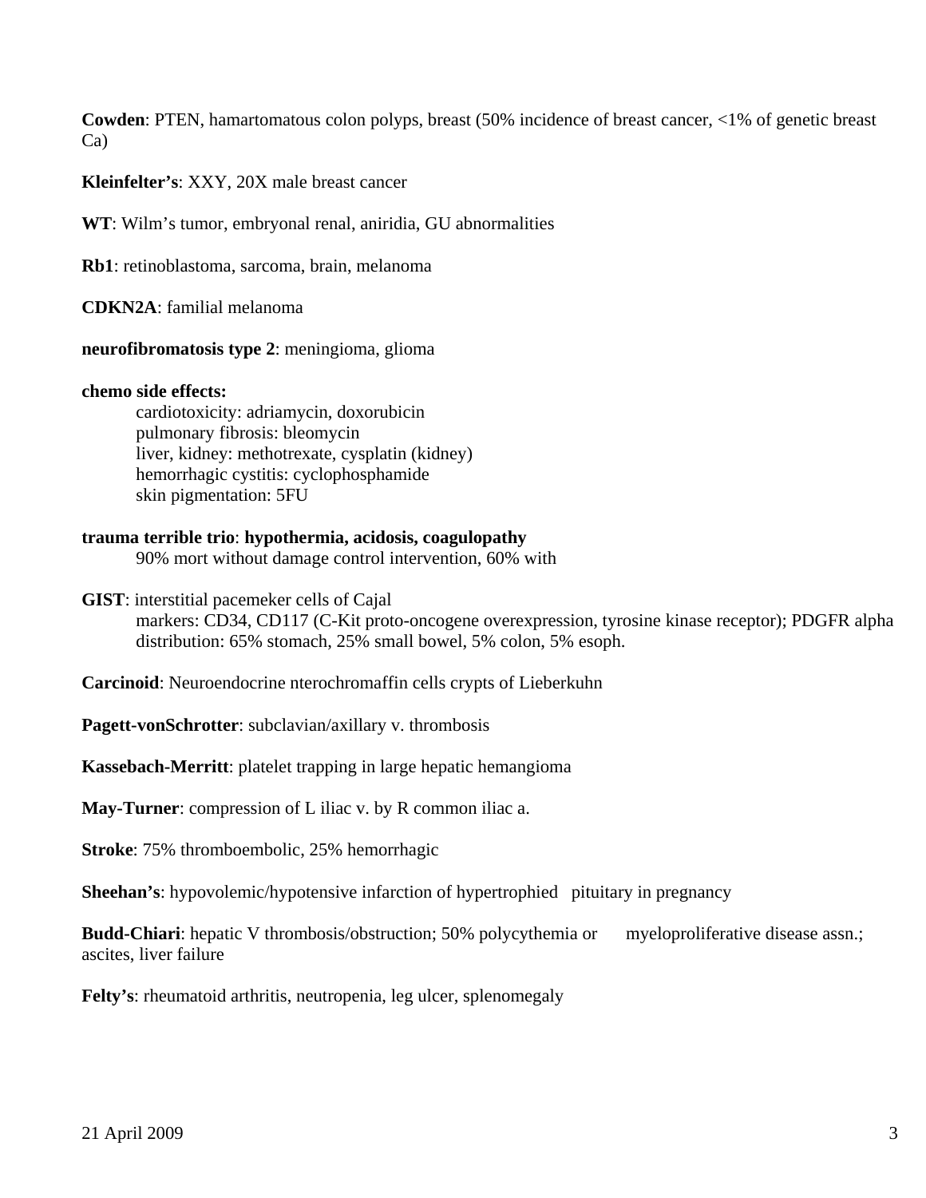**Cowden**: PTEN, hamartomatous colon polyps, breast (50% incidence of breast cancer, <1% of genetic breast Ca)

**Kleinfelter's**: XXY, 20X male breast cancer

**WT**: Wilm's tumor, embryonal renal, aniridia, GU abnormalities

**Rb1**: retinoblastoma, sarcoma, brain, melanoma

**CDKN2A**: familial melanoma

**neurofibromatosis type 2**: meningioma, glioma

**chemo side effects:**

- cardiotoxicity: adriamycin, doxorubicin
- pulmonary fibrosis: bleomycin
- liver, kidney: methotrexate, cysplatin (kidney)
- hemorrhagic cystitis: cyclophosphamide
- skin pigmentation: 5FU

**trauma terrible trio**: **hypothermia, acidosis, coagulopathy**

- 90% mort without damage control intervention, 60% with

**GIST**: interstitial pacemeker cells of Cajal

- markers: CD34, CD117 (C-Kit proto-oncogene overexpression, tyrosine kinase receptor); PDGFR alpha
- distribution: 65% stomach, 25% small bowel, 5% colon, 5% esoph.

**Carcinoid**: Neuroendocrine nterochromaffin cells crypts of Lieberkuhn

**Pagett-vonSchrotter**: subclavian/axillary v. thrombosis

**Kassebach-Merritt**: platelet trapping in large hepatic hemangioma

**May-Turner**: compression of L iliac v. by R common iliac a.

**Stroke**: 75% thromboembolic, 25% hemorrhagic

**Sheehan's**: hypovolemic/hypotensive infarction of hypertrophied pituitary in pregnancy

**Budd-Chiari**: hepatic V thrombosis/obstruction; 50% polycythemia or myeloproliferative disease assn.; ascites, liver failure

**Felty's**: rheumatoid arthritis, neutropenia, leg ulcer, splenomegaly